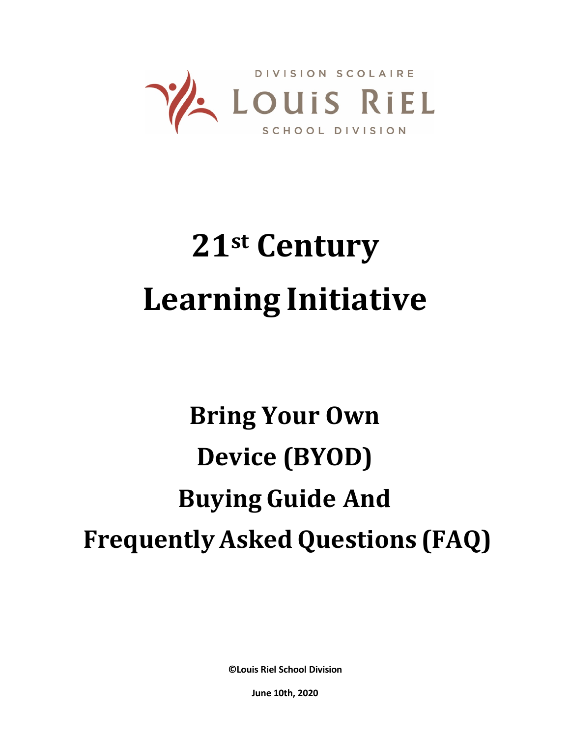DIVISION SCOLAIRE
LOUIS RIEL
SCHOOL DIVISION

# 21st Century Learning Initiative

# Bring Your Own Device (BYOD) Buying Guide And Frequently Asked Questions (FAQ)

**©Louis Riel School Division**

**June 10th, 2020**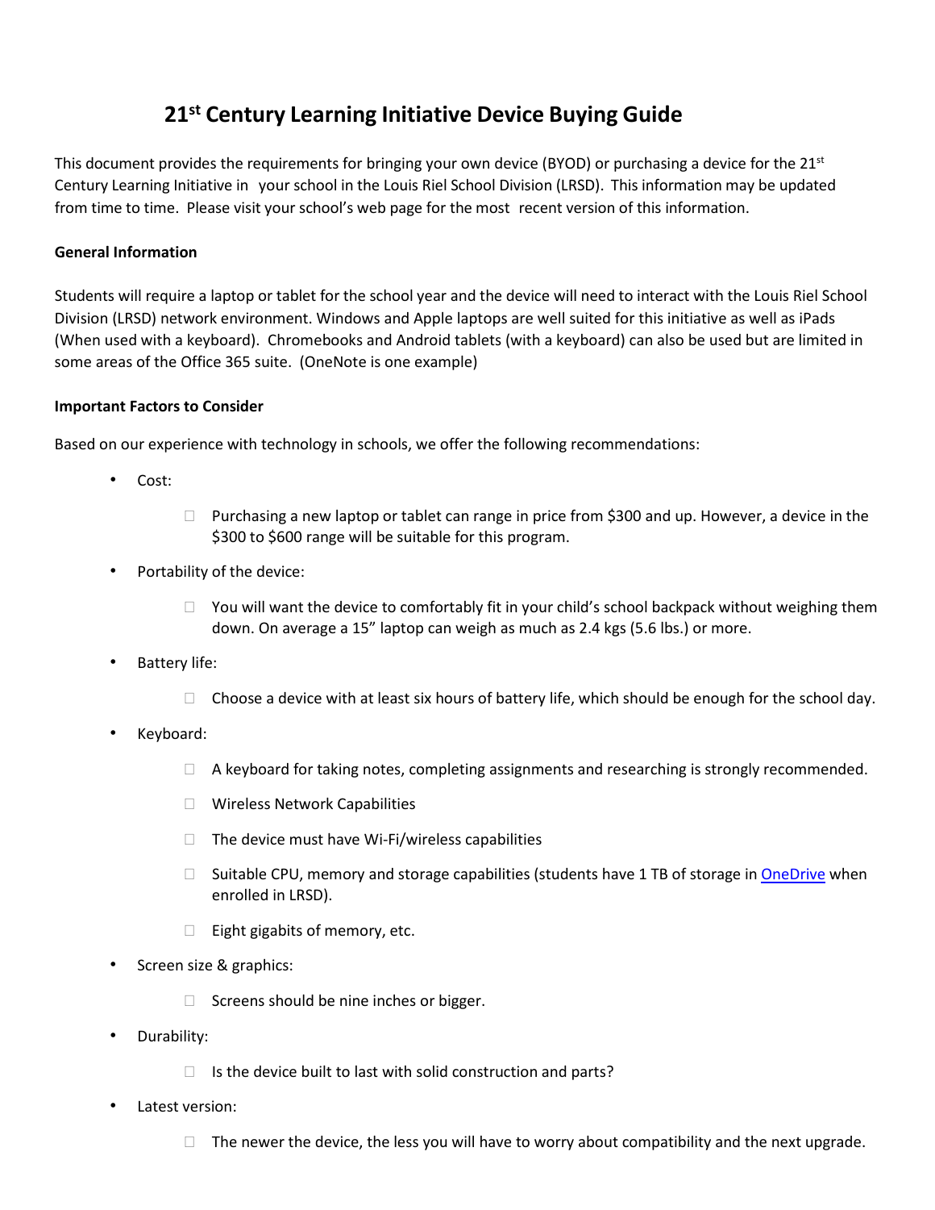# 21st Century Learning Initiative Device Buying Guide

This document provides the requirements for bringing your own device (BYOD) or purchasing a device for the 21st Century Learning Initiative in your school in the Louis Riel School Division (LRSD). This information may be updated from time to time. Please visit your school's web page for the most recent version of this information.

**General Information**

Students will require a laptop or tablet for the school year and the device will need to interact with the Louis Riel School Division (LRSD) network environment. Windows and Apple laptops are well suited for this initiative as well as iPads (When used with a keyboard). Chromebooks and Android tablets (with a keyboard) can also be used but are limited in some areas of the Office 365 suite. (OneNote is one example)

**Important Factors to Consider**

Based on our experience with technology in schools, we offer the following recommendations:

- Cost:
  - Purchasing a new laptop or tablet can range in price from $300 and up. However, a device in the $300 to $600 range will be suitable for this program.
- Portability of the device:
  - You will want the device to comfortably fit in your child's school backpack without weighing them down. On average a 15" laptop can weigh as much as 2.4 kgs (5.6 lbs.) or more.
- Battery life:
  - Choose a device with at least six hours of battery life, which should be enough for the school day.
- Keyboard:
  - A keyboard for taking notes, completing assignments and researching is strongly recommended.
  - Wireless Network Capabilities
  - The device must have Wi-Fi/wireless capabilities
  - Suitable CPU, memory and storage capabilities (students have 1 TB of storage in OneDrive when enrolled in LRSD).
  - Eight gigabits of memory, etc.
- Screen size & graphics:
  - Screens should be nine inches or bigger.
- Durability:
  - Is the device built to last with solid construction and parts?
- Latest version:
  - The newer the device, the less you will have to worry about compatibility and the next upgrade.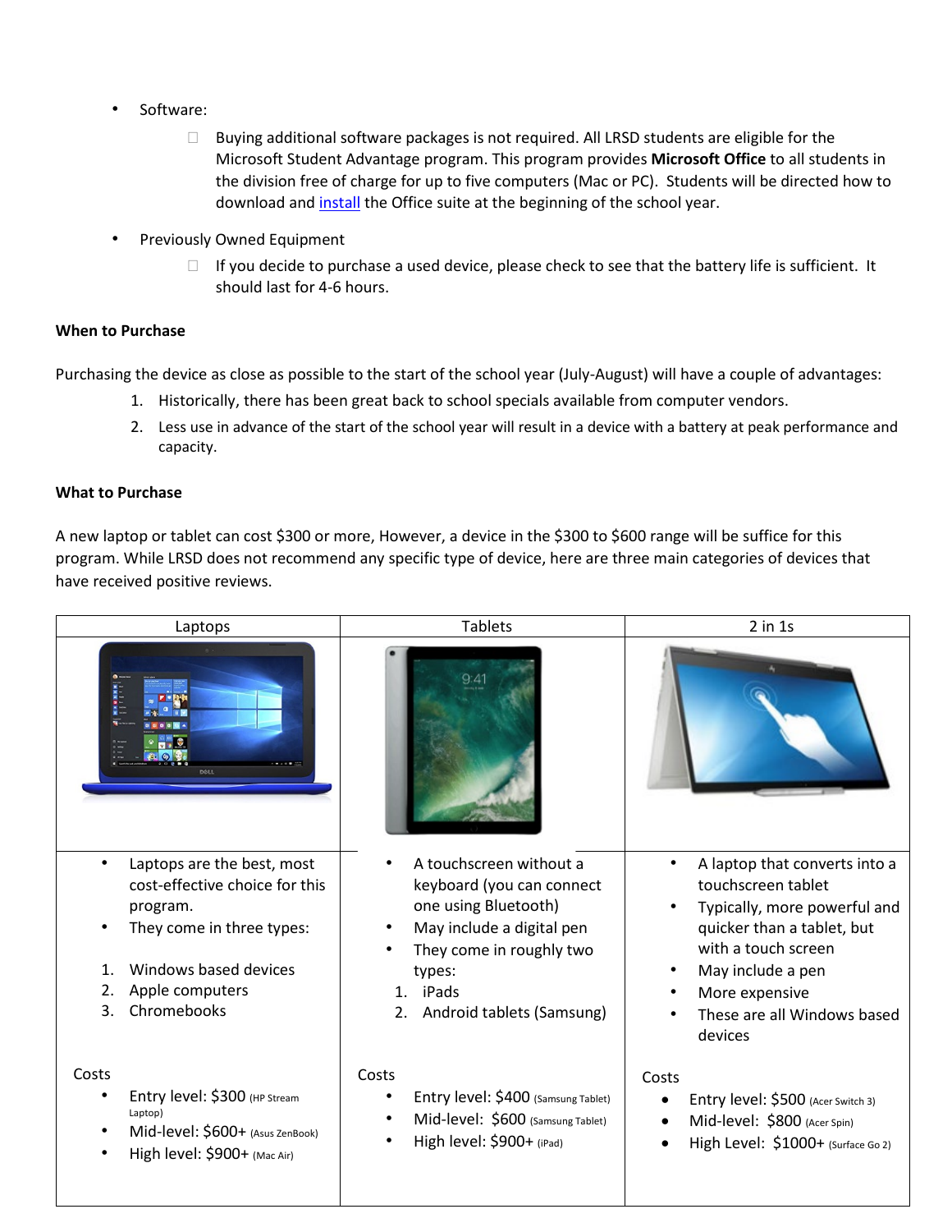- Software:
  - Buying additional software packages is not required. All LRSD students are eligible for the Microsoft Student Advantage program. This program provides **Microsoft Office** to all students in the division free of charge for up to five computers (Mac or PC). Students will be directed how to download and install the Office suite at the beginning of the school year.
- Previously Owned Equipment
  - If you decide to purchase a used device, please check to see that the battery life is sufficient. It should last for 4-6 hours.

**When to Purchase**

Purchasing the device as close as possible to the start of the school year (July-August) will have a couple of advantages:

1. Historically, there has been great back to school specials available from computer vendors.
2. Less use in advance of the start of the school year will result in a device with a battery at peak performance and capacity.

**What to Purchase**

A new laptop or tablet can cost $300 or more, However, a device in the $300 to $600 range will be suffice for this program. While LRSD does not recommend any specific type of device, here are three main categories of devices that have received positive reviews.

| Laptops | Tablets | 2 in 1s |
|---|---|---|
| • Laptops are the best, most cost-effective choice for this program.<br>• They come in three types:<br>1. Windows based devices<br>2. Apple computers<br>3. Chromebooks | • A touchscreen without a keyboard (you can connect one using Bluetooth)<br>• May include a digital pen<br>• They come in roughly two types:<br>1. iPads<br>2. Android tablets (Samsung) | • A laptop that converts into a touchscreen tablet<br>• Typically, more powerful and quicker than a tablet, but with a touch screen<br>• May include a pen<br>• More expensive<br>• These are all Windows based devices |
| Costs<br>• Entry level: $300 (HP Stream Laptop)<br>• Mid-level: $600+ (Asus ZenBook)<br>• High level: $900+ (Mac Air) | Costs<br>• Entry level: $400 (Samsung Tablet)<br>• Mid-level: $600 (Samsung Tablet)<br>• High level: $900+ (iPad) | Costs<br>• Entry level: $500 (Acer Switch 3)<br>• Mid-level: $800 (Acer Spin)<br>• High Level: $1000+ (Surface Go 2) |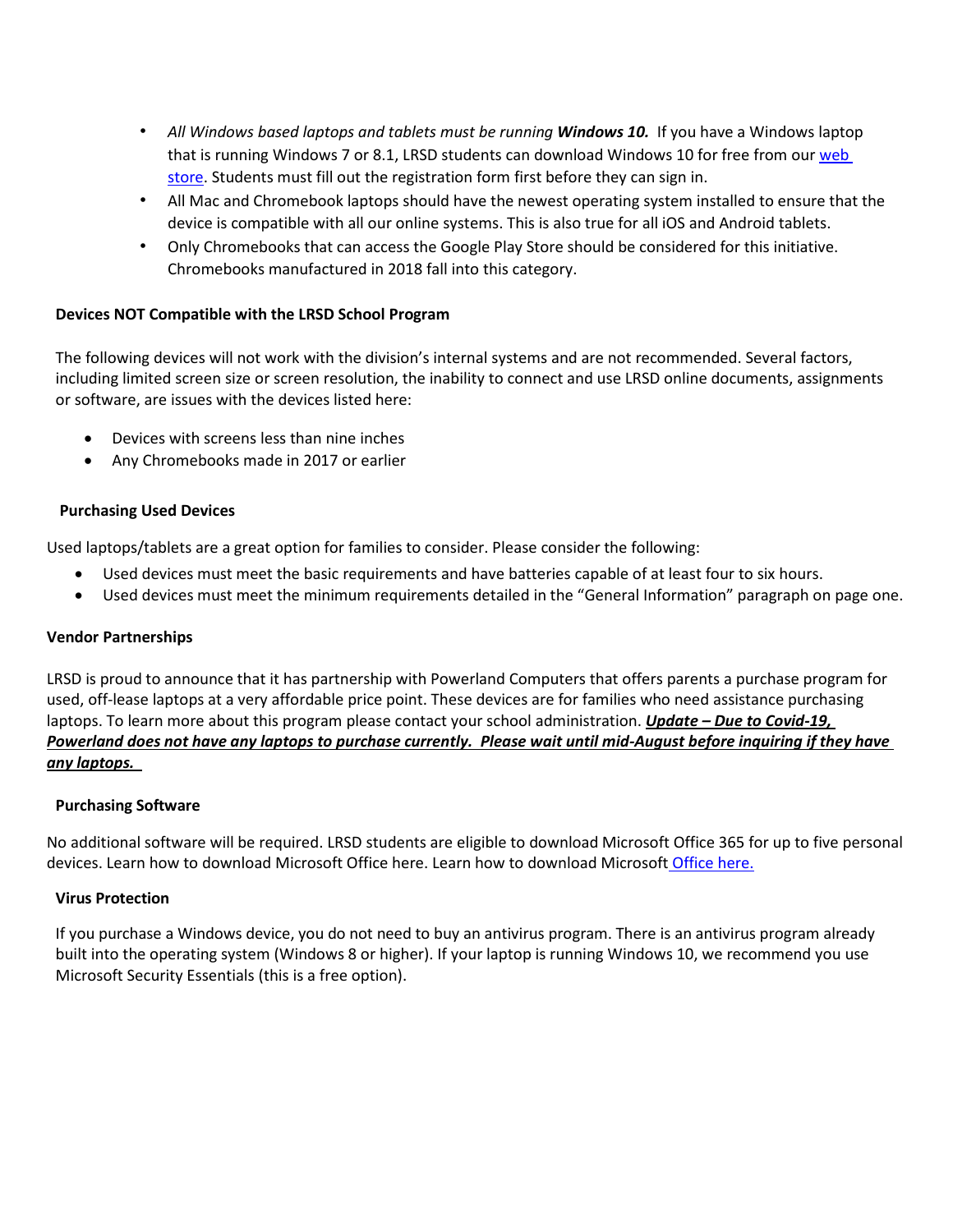- *All Windows based laptops and tablets must be running* ***Windows 10.*** If you have a Windows laptop that is running Windows 7 or 8.1, LRSD students can download Windows 10 for free from our web store. Students must fill out the registration form first before they can sign in.
- All Mac and Chromebook laptops should have the newest operating system installed to ensure that the device is compatible with all our online systems. This is also true for all iOS and Android tablets.
- Only Chromebooks that can access the Google Play Store should be considered for this initiative. Chromebooks manufactured in 2018 fall into this category.

**Devices NOT Compatible with the LRSD School Program**

The following devices will not work with the division's internal systems and are not recommended. Several factors, including limited screen size or screen resolution, the inability to connect and use LRSD online documents, assignments or software, are issues with the devices listed here:

- Devices with screens less than nine inches
- Any Chromebooks made in 2017 or earlier

**Purchasing Used Devices**

Used laptops/tablets are a great option for families to consider. Please consider the following:

- Used devices must meet the basic requirements and have batteries capable of at least four to six hours.
- Used devices must meet the minimum requirements detailed in the "General Information" paragraph on page one.

**Vendor Partnerships**

LRSD is proud to announce that it has partnership with Powerland Computers that offers parents a purchase program for used, off-lease laptops at a very affordable price point. These devices are for families who need assistance purchasing laptops. To learn more about this program please contact your school administration. ***Update – Due to Covid-19, Powerland does not have any laptops to purchase currently. Please wait until mid-August before inquiring if they have any laptops.***

**Purchasing Software**

No additional software will be required. LRSD students are eligible to download Microsoft Office 365 for up to five personal devices. Learn how to download Microsoft Office here. Learn how to download Microsoft Office here.

**Virus Protection**

If you purchase a Windows device, you do not need to buy an antivirus program. There is an antivirus program already built into the operating system (Windows 8 or higher). If your laptop is running Windows 10, we recommend you use Microsoft Security Essentials (this is a free option).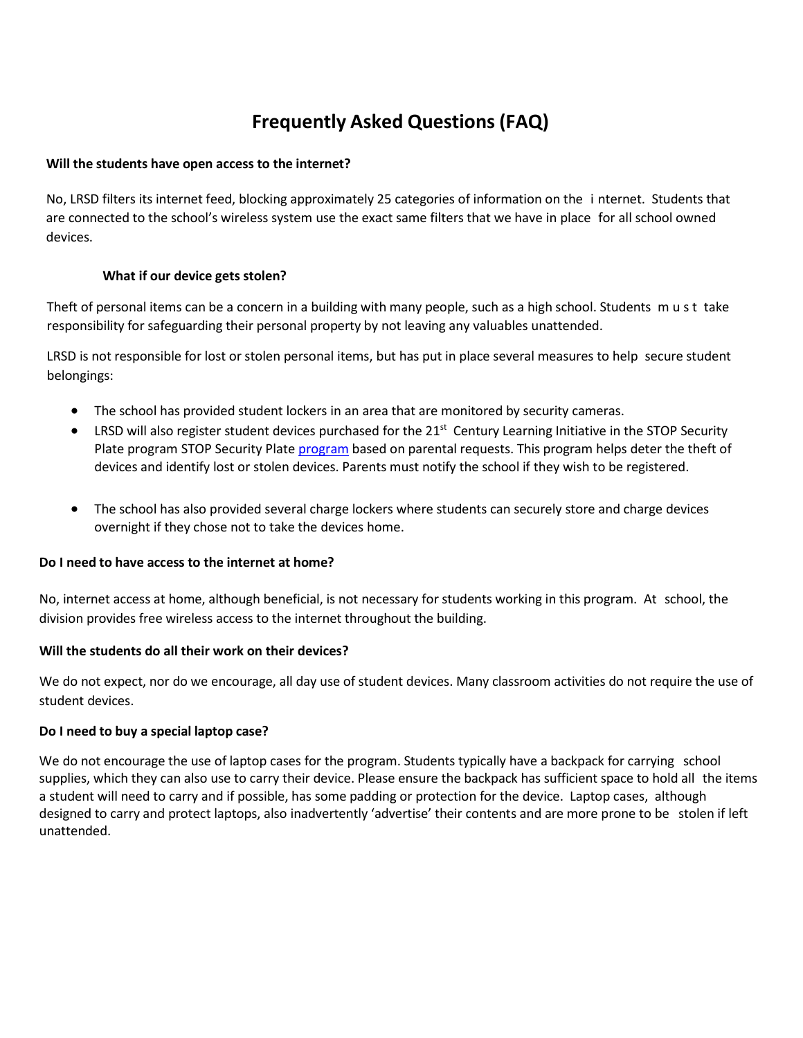# Frequently Asked Questions (FAQ)

**Will the students have open access to the internet?**

No, LRSD filters its internet feed, blocking approximately 25 categories of information on the internet. Students that are connected to the school's wireless system use the exact same filters that we have in place for all school owned devices.

**What if our device gets stolen?**

Theft of personal items can be a concern in a building with many people, such as a high school. Students must take responsibility for safeguarding their personal property by not leaving any valuables unattended.

LRSD is not responsible for lost or stolen personal items, but has put in place several measures to help secure student belongings:

- The school has provided student lockers in an area that are monitored by security cameras.
- LRSD will also register student devices purchased for the 21st Century Learning Initiative in the STOP Security Plate program STOP Security Plate program based on parental requests. This program helps deter the theft of devices and identify lost or stolen devices. Parents must notify the school if they wish to be registered.
- The school has also provided several charge lockers where students can securely store and charge devices overnight if they chose not to take the devices home.

**Do I need to have access to the internet at home?**

No, internet access at home, although beneficial, is not necessary for students working in this program. At school, the division provides free wireless access to the internet throughout the building.

**Will the students do all their work on their devices?**

We do not expect, nor do we encourage, all day use of student devices. Many classroom activities do not require the use of student devices.

**Do I need to buy a special laptop case?**

We do not encourage the use of laptop cases for the program. Students typically have a backpack for carrying school supplies, which they can also use to carry their device. Please ensure the backpack has sufficient space to hold all the items a student will need to carry and if possible, has some padding or protection for the device. Laptop cases, although designed to carry and protect laptops, also inadvertently 'advertise' their contents and are more prone to be stolen if left unattended.